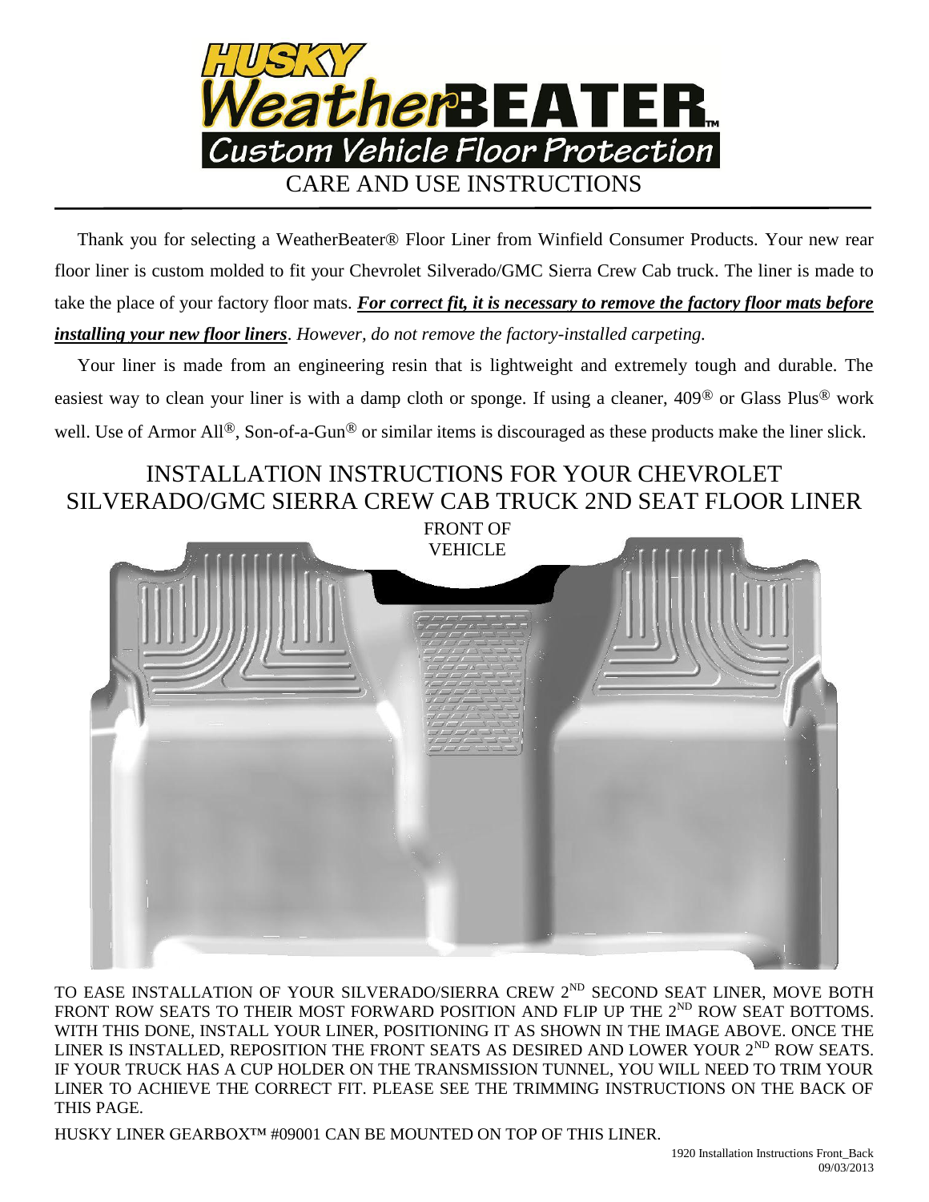# HUSKY WeatherBEATER™

## Custom Vehicle Floor Protection

## CARE AND USE INSTRUCTIONS

Thank you for selecting a WeatherBeater® Floor Liner from Winfield Consumer Products. Your new rear floor liner is custom molded to fit your Chevrolet Silverado/GMC Sierra Crew Cab truck. The liner is made to take the place of your factory floor mats. ***For correct fit, it is necessary to remove the factory floor mats before installing your new floor liners****. However, do not remove the factory-installed carpeting.*

Your liner is made from an engineering resin that is lightweight and extremely tough and durable. The easiest way to clean your liner is with a damp cloth or sponge. If using a cleaner, 409® or Glass Plus® work well. Use of Armor All®, Son-of-a-Gun® or similar items is discouraged as these products make the liner slick.

## INSTALLATION INSTRUCTIONS FOR YOUR CHEVROLET SILVERADO/GMC SIERRA CREW CAB TRUCK 2ND SEAT FLOOR LINER

FRONT OF VEHICLE

TO EASE INSTALLATION OF YOUR SILVERADO/SIERRA CREW 2ND SECOND SEAT LINER, MOVE BOTH FRONT ROW SEATS TO THEIR MOST FORWARD POSITION AND FLIP UP THE 2ND ROW SEAT BOTTOMS. WITH THIS DONE, INSTALL YOUR LINER, POSITIONING IT AS SHOWN IN THE IMAGE ABOVE. ONCE THE LINER IS INSTALLED, REPOSITION THE FRONT SEATS AS DESIRED AND LOWER YOUR 2ND ROW SEATS. IF YOUR TRUCK HAS A CUP HOLDER ON THE TRANSMISSION TUNNEL, YOU WILL NEED TO TRIM YOUR LINER TO ACHIEVE THE CORRECT FIT. PLEASE SEE THE TRIMMING INSTRUCTIONS ON THE BACK OF THIS PAGE.

HUSKY LINER GEARBOX™ #09001 CAN BE MOUNTED ON TOP OF THIS LINER.

1920 Installation Instructions Front_Back
09/03/2013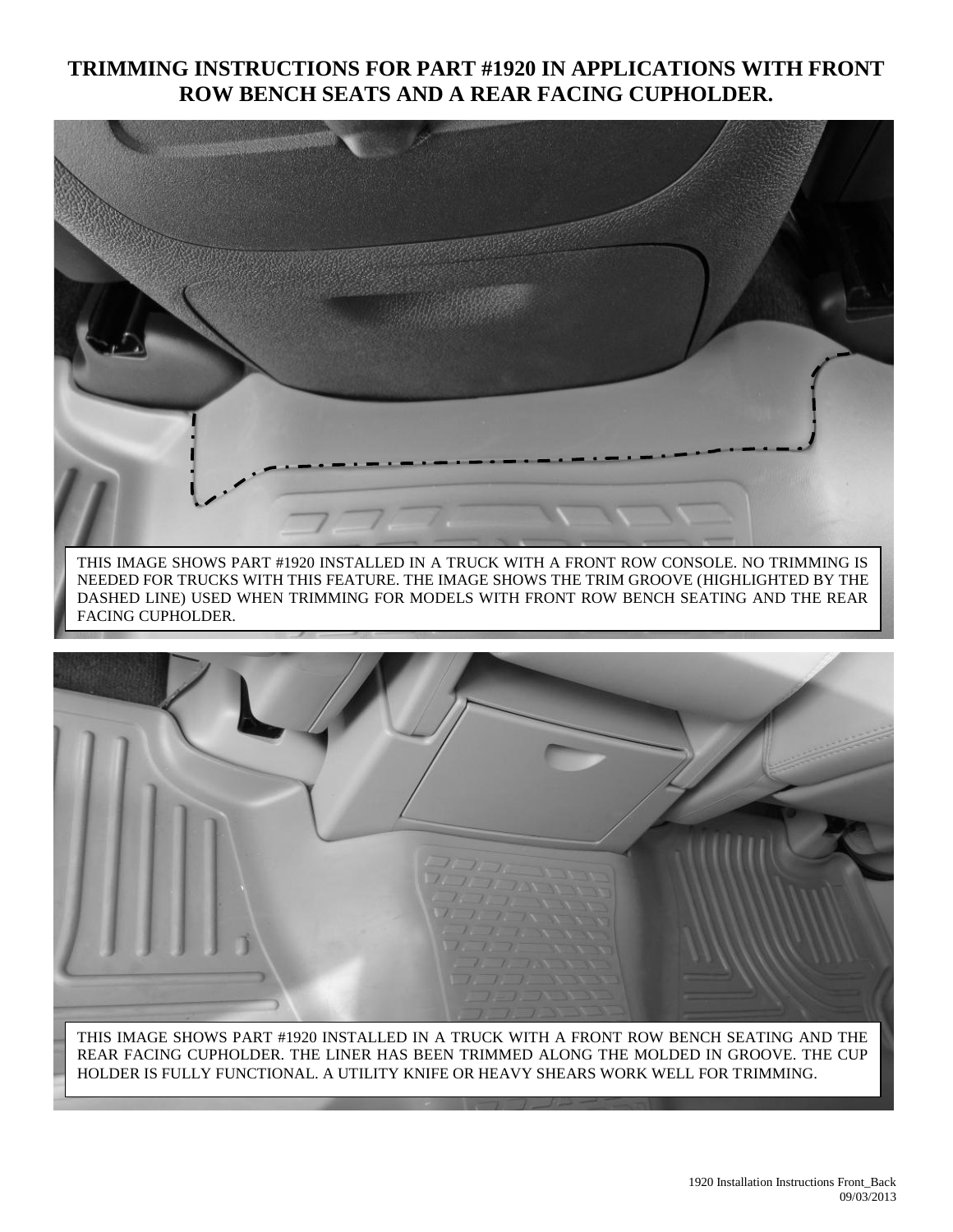# TRIMMING INSTRUCTIONS FOR PART #1920 IN APPLICATIONS WITH FRONT ROW BENCH SEATS AND A REAR FACING CUPHOLDER.

THIS IMAGE SHOWS PART #1920 INSTALLED IN A TRUCK WITH A FRONT ROW CONSOLE. NO TRIMMING IS NEEDED FOR TRUCKS WITH THIS FEATURE. THE IMAGE SHOWS THE TRIM GROOVE (HIGHLIGHTED BY THE DASHED LINE) USED WHEN TRIMMING FOR MODELS WITH FRONT ROW BENCH SEATING AND THE REAR FACING CUPHOLDER.

THIS IMAGE SHOWS PART #1920 INSTALLED IN A TRUCK WITH A FRONT ROW BENCH SEATING AND THE REAR FACING CUPHOLDER. THE LINER HAS BEEN TRIMMED ALONG THE MOLDED IN GROOVE. THE CUP HOLDER IS FULLY FUNCTIONAL. A UTILITY KNIFE OR HEAVY SHEARS WORK WELL FOR TRIMMING.

1920 Installation Instructions Front_Back
09/03/2013